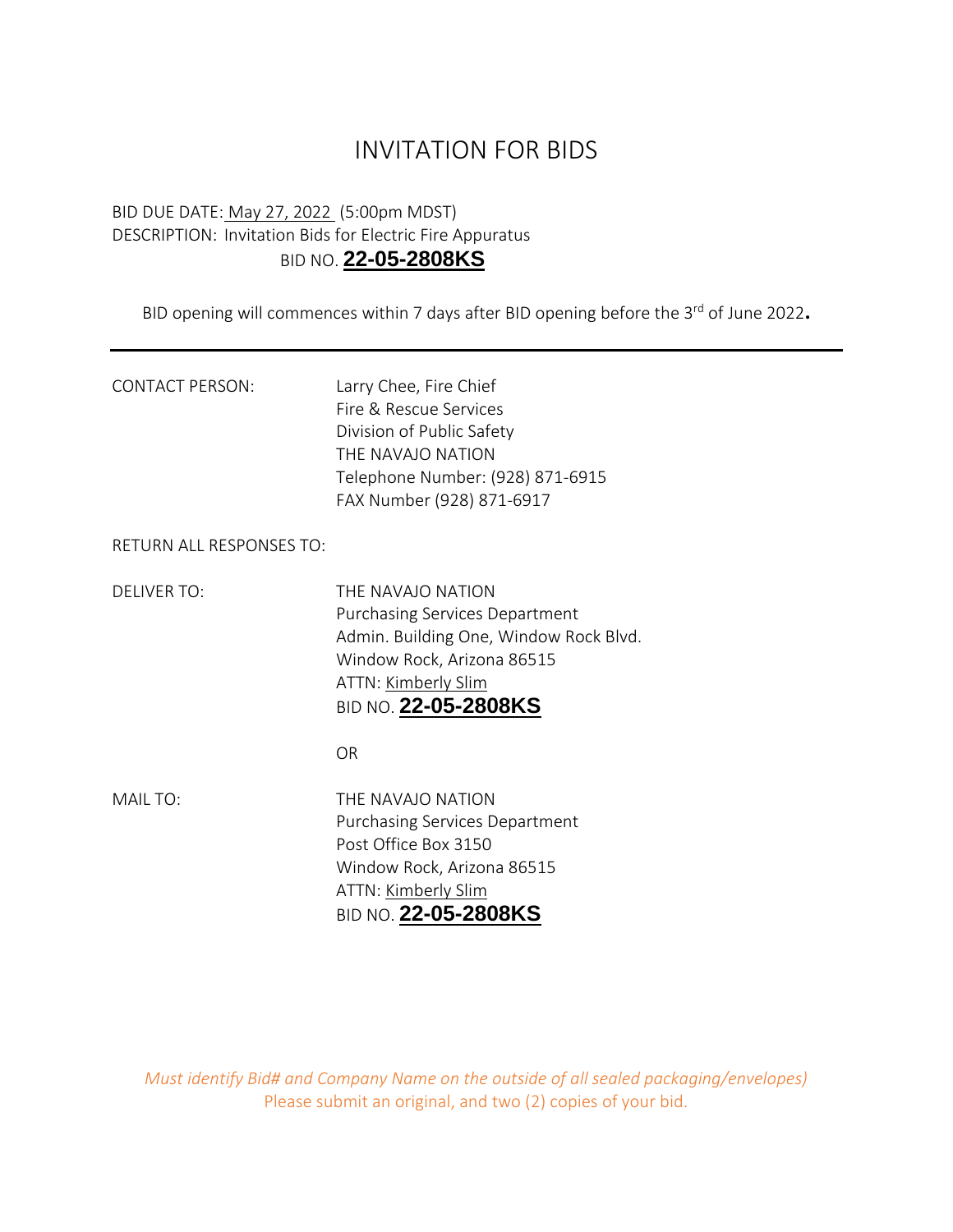# INVITATION FOR BIDS

BID DUE DATE: May 27, 2022 (5:00pm MDST)
DESCRIPTION: Invitation Bids for Electric Fire Appuratus
BID NO. **22-05-2808KS**

BID opening will commences within 7 days after BID opening before the 3rd of June 2022**.**

---

CONTACT PERSON:

Larry Chee, Fire Chief
Fire & Rescue Services
Division of Public Safety
THE NAVAJO NATION
Telephone Number: (928) 871-6915
FAX Number (928) 871-6917

RETURN ALL RESPONSES TO:

DELIVER TO:

THE NAVAJO NATION
Purchasing Services Department
Admin. Building One, Window Rock Blvd.
Window Rock, Arizona 86515
ATTN: Kimberly Slim
BID NO. **22-05-2808KS**

OR

MAIL TO:

THE NAVAJO NATION
Purchasing Services Department
Post Office Box 3150
Window Rock, Arizona 86515
ATTN: Kimberly Slim
BID NO. **22-05-2808KS**

*Must identify Bid# and Company Name on the outside of all sealed packaging/envelopes)*
Please submit an original, and two (2) copies of your bid.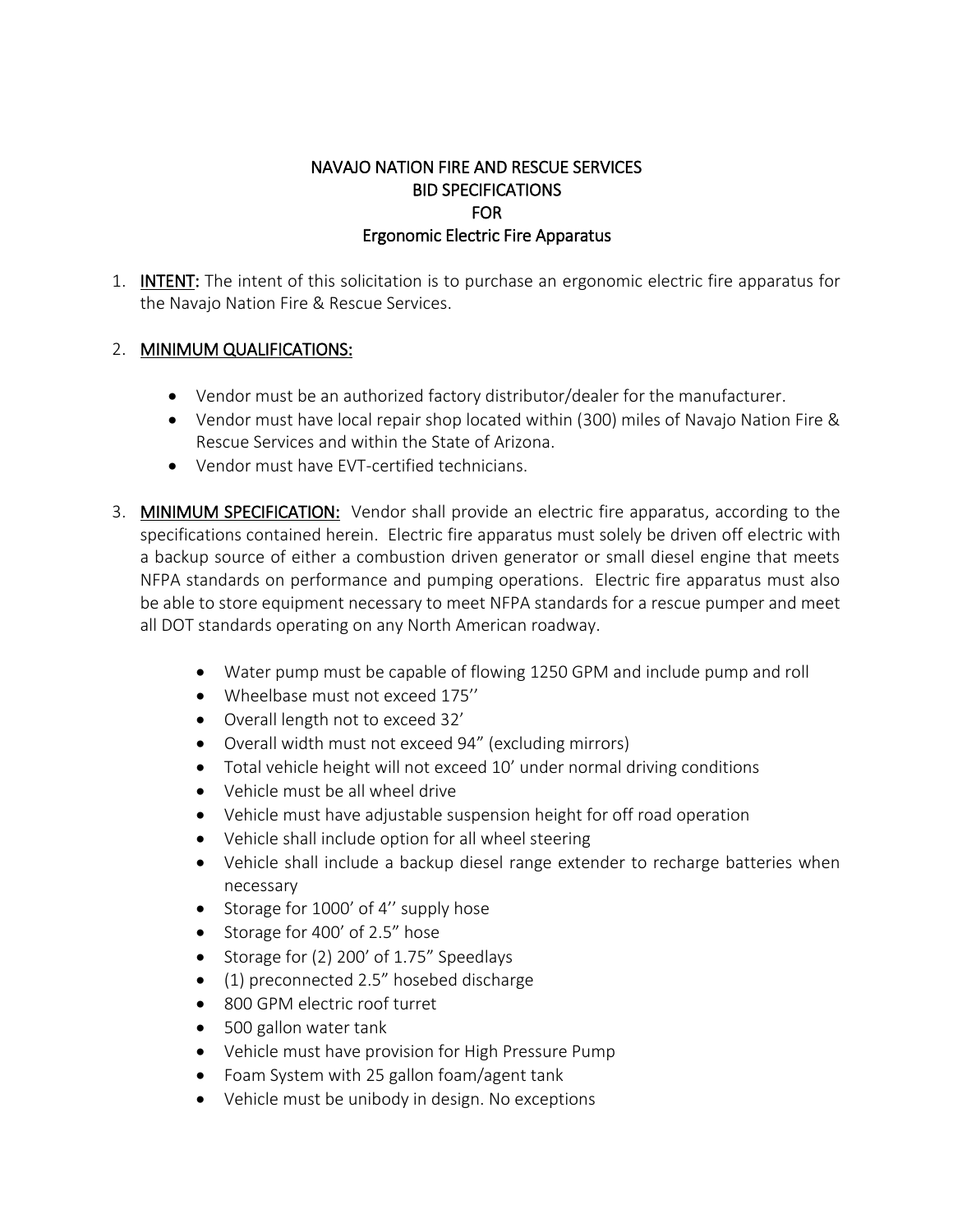# NAVAJO NATION FIRE AND RESCUE SERVICES
# BID SPECIFICATIONS
# FOR
# Ergonomic Electric Fire Apparatus

1. **INTENT:** The intent of this solicitation is to purchase an ergonomic electric fire apparatus for the Navajo Nation Fire & Rescue Services.

2. **MINIMUM QUALIFICATIONS:**

   - Vendor must be an authorized factory distributor/dealer for the manufacturer.
   - Vendor must have local repair shop located within (300) miles of Navajo Nation Fire & Rescue Services and within the State of Arizona.
   - Vendor must have EVT-certified technicians.

3. **MINIMUM SPECIFICATION:** Vendor shall provide an electric fire apparatus, according to the specifications contained herein. Electric fire apparatus must solely be driven off electric with a backup source of either a combustion driven generator or small diesel engine that meets NFPA standards on performance and pumping operations. Electric fire apparatus must also be able to store equipment necessary to meet NFPA standards for a rescue pumper and meet all DOT standards operating on any North American roadway.

   - Water pump must be capable of flowing 1250 GPM and include pump and roll
   - Wheelbase must not exceed 175''
   - Overall length not to exceed 32'
   - Overall width must not exceed 94" (excluding mirrors)
   - Total vehicle height will not exceed 10' under normal driving conditions
   - Vehicle must be all wheel drive
   - Vehicle must have adjustable suspension height for off road operation
   - Vehicle shall include option for all wheel steering
   - Vehicle shall include a backup diesel range extender to recharge batteries when necessary
   - Storage for 1000' of 4'' supply hose
   - Storage for 400' of 2.5" hose
   - Storage for (2) 200' of 1.75" Speedlays
   - (1) preconnected 2.5" hosebed discharge
   - 800 GPM electric roof turret
   - 500 gallon water tank
   - Vehicle must have provision for High Pressure Pump
   - Foam System with 25 gallon foam/agent tank
   - Vehicle must be unibody in design. No exceptions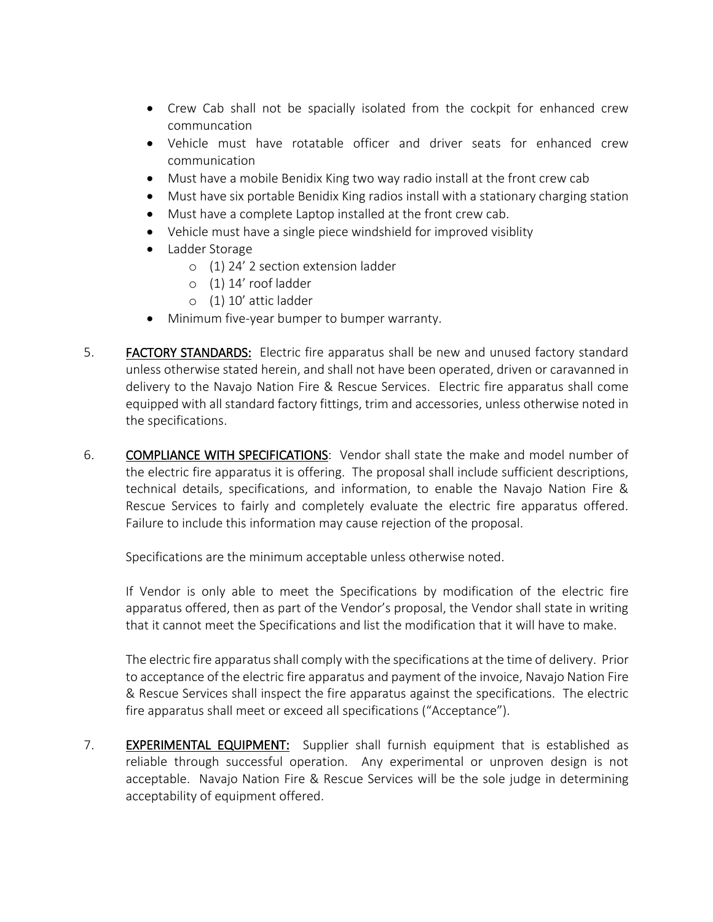- Crew Cab shall not be spacially isolated from the cockpit for enhanced crew communcation
- Vehicle must have rotatable officer and driver seats for enhanced crew communication
- Must have a mobile Benidix King two way radio install at the front crew cab
- Must have six portable Benidix King radios install with a stationary charging station
- Must have a complete Laptop installed at the front crew cab.
- Vehicle must have a single piece windshield for improved visiblity
- Ladder Storage
    - (1) 24' 2 section extension ladder
    - (1) 14' roof ladder
    - (1) 10' attic ladder
- Minimum five-year bumper to bumper warranty.

5. **FACTORY STANDARDS:** Electric fire apparatus shall be new and unused factory standard unless otherwise stated herein, and shall not have been operated, driven or caravanned in delivery to the Navajo Nation Fire & Rescue Services. Electric fire apparatus shall come equipped with all standard factory fittings, trim and accessories, unless otherwise noted in the specifications.

6. **COMPLIANCE WITH SPECIFICATIONS**: Vendor shall state the make and model number of the electric fire apparatus it is offering. The proposal shall include sufficient descriptions, technical details, specifications, and information, to enable the Navajo Nation Fire & Rescue Services to fairly and completely evaluate the electric fire apparatus offered. Failure to include this information may cause rejection of the proposal.

   Specifications are the minimum acceptable unless otherwise noted.

   If Vendor is only able to meet the Specifications by modification of the electric fire apparatus offered, then as part of the Vendor's proposal, the Vendor shall state in writing that it cannot meet the Specifications and list the modification that it will have to make.

   The electric fire apparatus shall comply with the specifications at the time of delivery. Prior to acceptance of the electric fire apparatus and payment of the invoice, Navajo Nation Fire & Rescue Services shall inspect the fire apparatus against the specifications. The electric fire apparatus shall meet or exceed all specifications ("Acceptance").

7. **EXPERIMENTAL EQUIPMENT:** Supplier shall furnish equipment that is established as reliable through successful operation. Any experimental or unproven design is not acceptable. Navajo Nation Fire & Rescue Services will be the sole judge in determining acceptability of equipment offered.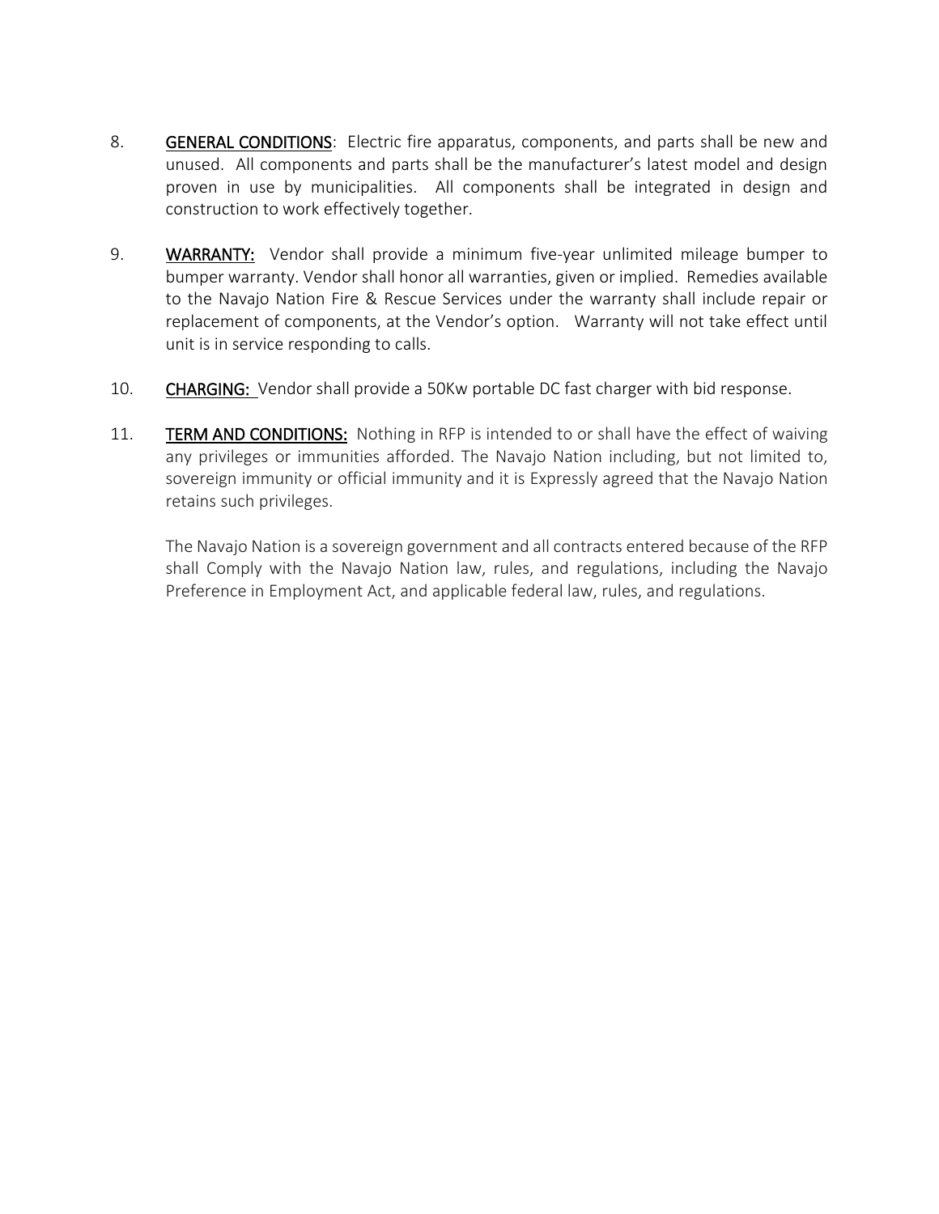8. **GENERAL CONDITIONS**: Electric fire apparatus, components, and parts shall be new and unused. All components and parts shall be the manufacturer's latest model and design proven in use by municipalities. All components shall be integrated in design and construction to work effectively together.

9. **WARRANTY:** Vendor shall provide a minimum five-year unlimited mileage bumper to bumper warranty. Vendor shall honor all warranties, given or implied. Remedies available to the Navajo Nation Fire & Rescue Services under the warranty shall include repair or replacement of components, at the Vendor's option. Warranty will not take effect until unit is in service responding to calls.

10. **CHARGING:** Vendor shall provide a 50Kw portable DC fast charger with bid response.

11. **TERM AND CONDITIONS:** Nothing in RFP is intended to or shall have the effect of waiving any privileges or immunities afforded. The Navajo Nation including, but not limited to, sovereign immunity or official immunity and it is Expressly agreed that the Navajo Nation retains such privileges.

    The Navajo Nation is a sovereign government and all contracts entered because of the RFP shall Comply with the Navajo Nation law, rules, and regulations, including the Navajo Preference in Employment Act, and applicable federal law, rules, and regulations.